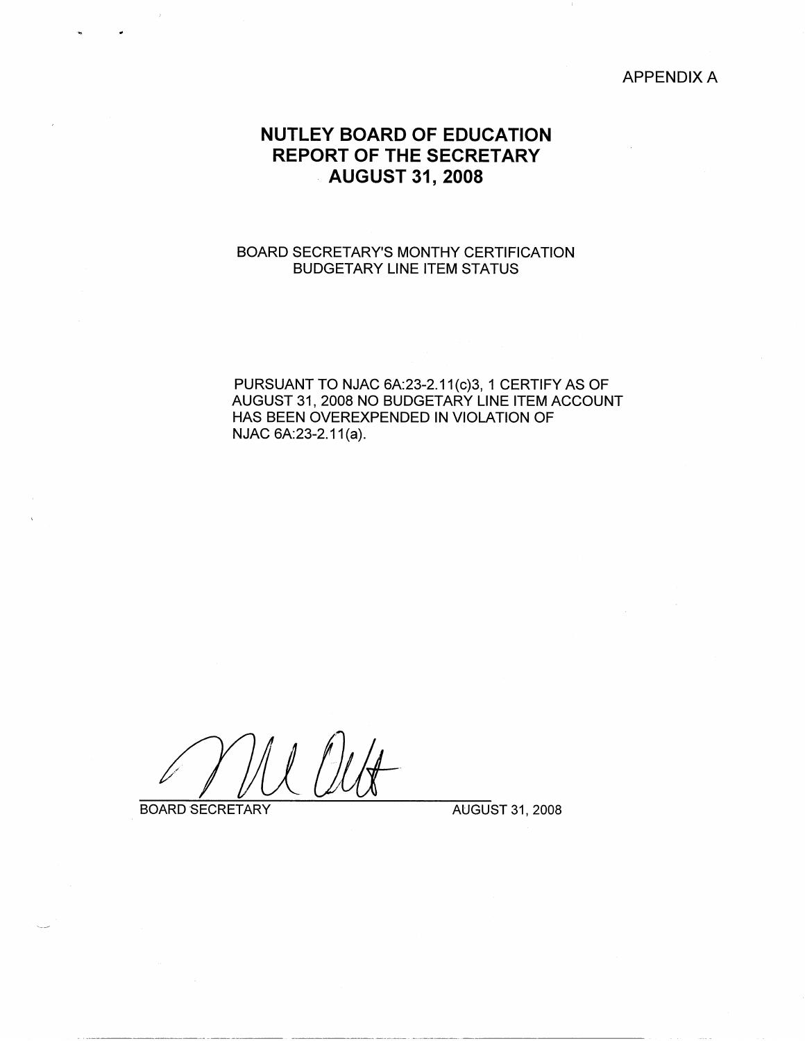APPENDIX A

# NUTLEY BOARD OF EDUCATION
# REPORT OF THE SECRETARY
# AUGUST 31, 2008

BOARD SECRETARY'S MONTHY CERTIFICATION
BUDGETARY LINE ITEM STATUS

PURSUANT TO NJAC 6A:23-2.11(c)3, 1 CERTIFY AS OF AUGUST 31, 2008 NO BUDGETARY LINE ITEM ACCOUNT HAS BEEN OVEREXPENDED IN VIOLATION OF NJAC 6A:23-2.11(a).

BOARD SECRETARY — AUGUST 31, 2008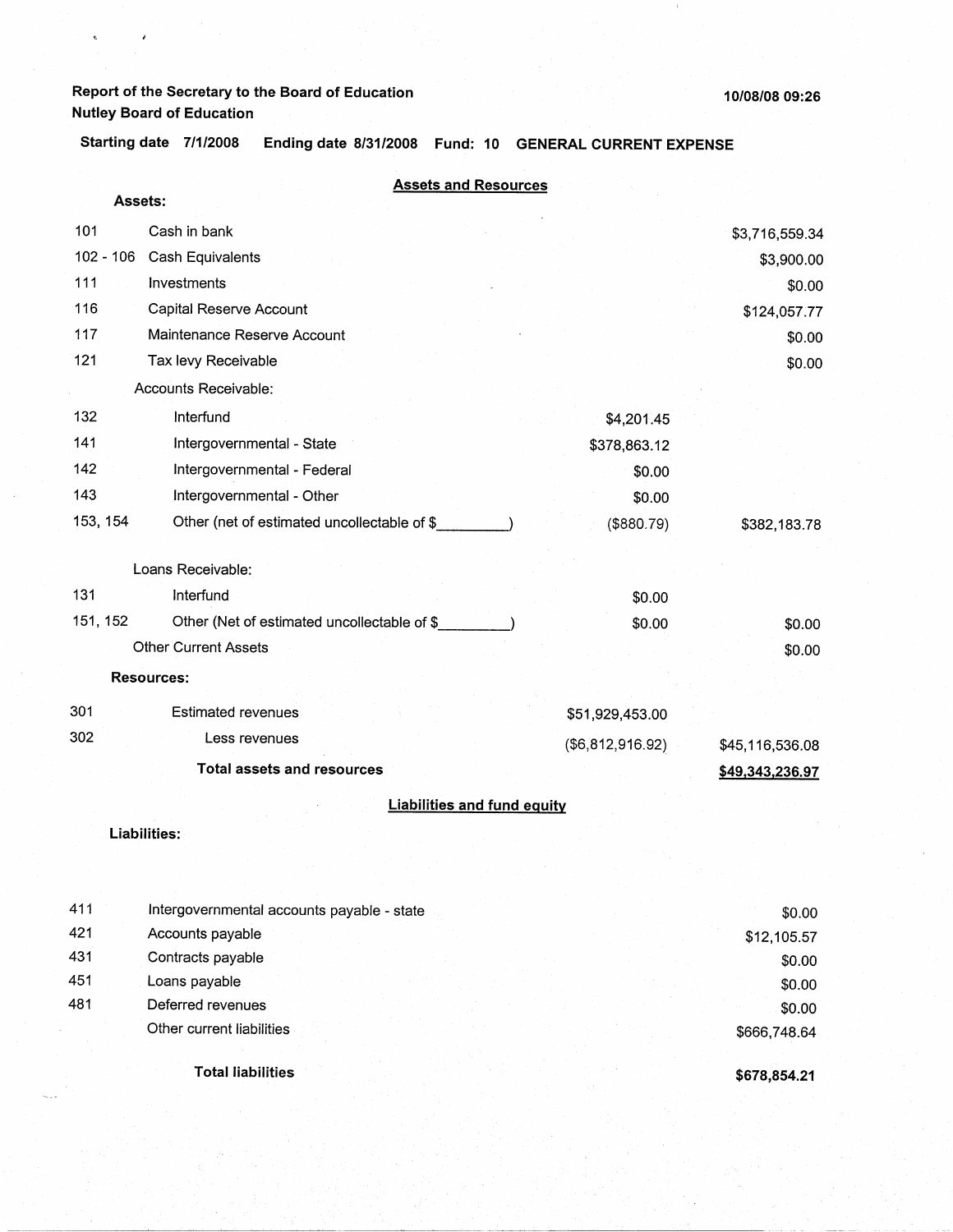**Report of the Secretary to the Board of Education**
**Nutley Board of Education**

10/08/08 09:26

**Starting date 7/1/2008 Ending date 8/31/2008 Fund: 10 GENERAL CURRENT EXPENSE**

## Assets and Resources

**Assets:**

| Code | Description | | Amount |
|---|---|---|---|
| 101 | Cash in bank | | $3,716,559.34 |
| 102 - 106 | Cash Equivalents | | $3,900.00 |
| 111 | Investments | | $0.00 |
| 116 | Capital Reserve Account | | $124,057.77 |
| 117 | Maintenance Reserve Account | | $0.00 |
| 121 | Tax levy Receivable | | $0.00 |
| | Accounts Receivable: | | |
| 132 | Interfund | $4,201.45 | |
| 141 | Intergovernmental - State | $378,863.12 | |
| 142 | Intergovernmental - Federal | $0.00 | |
| 143 | Intergovernmental - Other | $0.00 | |
| 153, 154 | Other (net of estimated uncollectable of $_________) | ($880.79) | $382,183.78 |
| | Loans Receivable: | | |
| 131 | Interfund | $0.00 | |
| 151, 152 | Other (Net of estimated uncollectable of $_________) | $0.00 | $0.00 |
| | Other Current Assets | | $0.00 |

**Resources:**

| Code | Description | | Amount |
|---|---|---|---|
| 301 | Estimated revenues | $51,929,453.00 | |
| 302 | Less revenues | ($6,812,916.92) | $45,116,536.08 |
| | **Total assets and resources** | | **$49,343,236.97** |

## Liabilities and fund equity

**Liabilities:**

| Code | Description | Amount |
|---|---|---|
| 411 | Intergovernmental accounts payable - state | $0.00 |
| 421 | Accounts payable | $12,105.57 |
| 431 | Contracts payable | $0.00 |
| 451 | Loans payable | $0.00 |
| 481 | Deferred revenues | $0.00 |
| | Other current liabilities | $666,748.64 |
| | **Total liabilities** | **$678,854.21** |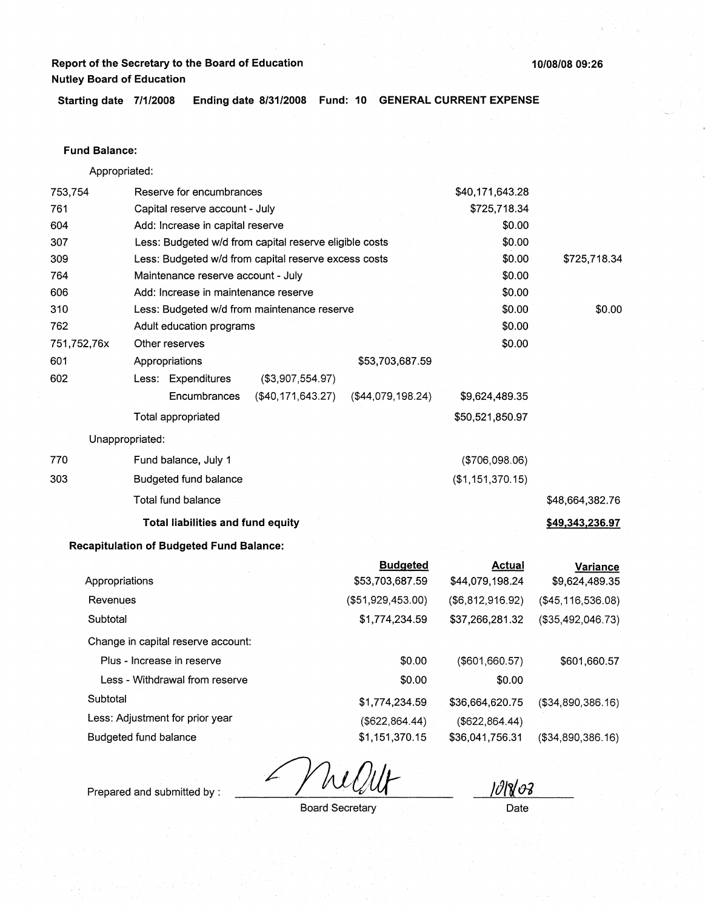**Report of the Secretary to the Board of Education**
**Nutley Board of Education**

**10/08/08 09:26**

**Starting date 7/1/2008 Ending date 8/31/2008 Fund: 10 GENERAL CURRENT EXPENSE**

**Fund Balance:**

Appropriated:

| | | | | | |
|---|---|---|---|---|---|
| 753,754 | Reserve for encumbrances | | | $40,171,643.28 | |
| 761 | Capital reserve account - July | | | $725,718.34 | |
| 604 | Add: Increase in capital reserve | | | $0.00 | |
| 307 | Less: Budgeted w/d from capital reserve eligible costs | | | $0.00 | |
| 309 | Less: Budgeted w/d from capital reserve excess costs | | | $0.00 | $725,718.34 |
| 764 | Maintenance reserve account - July | | | $0.00 | |
| 606 | Add: Increase in maintenance reserve | | | $0.00 | |
| 310 | Less: Budgeted w/d from maintenance reserve | | | $0.00 | $0.00 |
| 762 | Adult education programs | | | $0.00 | |
| 751,752,76x | Other reserves | | | $0.00 | |
| 601 | Appropriations | | $53,703,687.59 | | |
| 602 | Less: Expenditures | ($3,907,554.97) | | | |
| | Encumbrances | ($40,171,643.27) | ($44,079,198.24) | $9,624,489.35 | |
| | Total appropriated | | | $50,521,850.97 | |

Unappropriated:

| | | | |
|---|---|---|---|
| 770 | Fund balance, July 1 | ($706,098.06) | |
| 303 | Budgeted fund balance | ($1,151,370.15) | |
| | Total fund balance | | $48,664,382.76 |
| | **Total liabilities and fund equity** | | **$49,343,236.97** |

**Recapitulation of Budgeted Fund Balance:**

| | Budgeted | Actual | Variance |
|---|---|---|---|
| Appropriations | $53,703,687.59 | $44,079,198.24 | $9,624,489.35 |
| Revenues | ($51,929,453.00) | ($6,812,916.92) | ($45,116,536.08) |
| Subtotal | $1,774,234.59 | $37,266,281.32 | ($35,492,046.73) |
| Change in capital reserve account: | | | |
| Plus - Increase in reserve | $0.00 | ($601,660.57) | $601,660.57 |
| Less - Withdrawal from reserve | $0.00 | $0.00 | |
| Subtotal | $1,774,234.59 | $36,664,620.75 | ($34,890,386.16) |
| Less: Adjustment for prior year | ($622,864.44) | ($622,864.44) | |
| Budgeted fund balance | $1,151,370.15 | $36,041,756.31 | ($34,890,386.16) |

Prepared and submitted by : MeOlt
Board Secretary

10/8/08
Date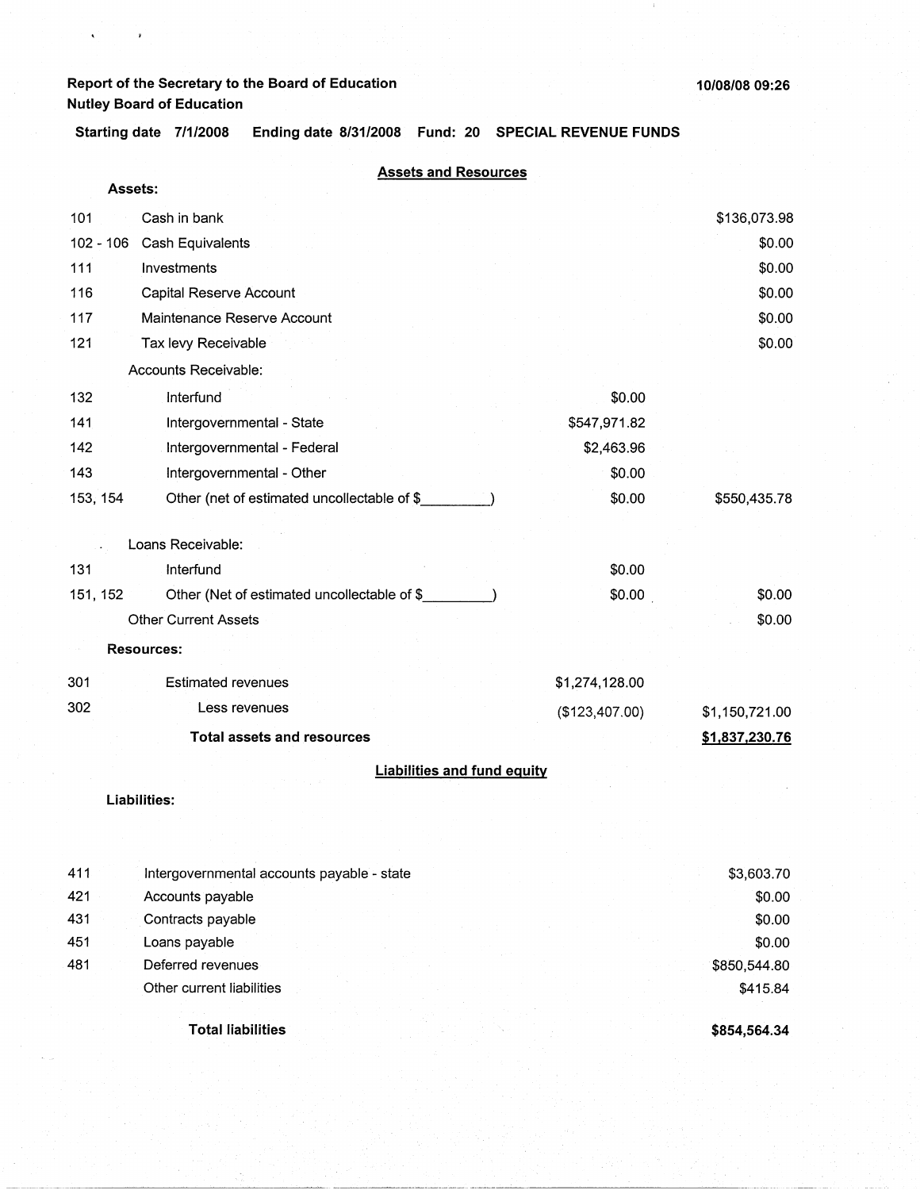Report of the Secretary to the Board of Education
Nutley Board of Education

10/08/08 09:26

Starting date 7/1/2008 Ending date 8/31/2008 Fund: 20 SPECIAL REVENUE FUNDS

## Assets and Resources

| Code | Description | | |
|---|---|---|---|
| **Assets:** | | | |
| 101 | Cash in bank | | $136,073.98 |
| 102 - 106 | Cash Equivalents | | $0.00 |
| 111 | Investments | | $0.00 |
| 116 | Capital Reserve Account | | $0.00 |
| 117 | Maintenance Reserve Account | | $0.00 |
| 121 | Tax levy Receivable | | $0.00 |
| | Accounts Receivable: | | |
| 132 | Interfund | $0.00 | |
| 141 | Intergovernmental - State | $547,971.82 | |
| 142 | Intergovernmental - Federal | $2,463.96 | |
| 143 | Intergovernmental - Other | $0.00 | |
| 153, 154 | Other (net of estimated uncollectable of $_________) | $0.00 | $550,435.78 |
| | Loans Receivable: | | |
| 131 | Interfund | $0.00 | |
| 151, 152 | Other (Net of estimated uncollectable of $_________) | $0.00 | $0.00 |
| | Other Current Assets | | $0.00 |
| **Resources:** | | | |
| 301 | Estimated revenues | $1,274,128.00 | |
| 302 | Less revenues | ($123,407.00) | $1,150,721.00 |
| | **Total assets and resources** | | **$1,837,230.76** |

## Liabilities and fund equity

| Code | Description | |
|---|---|---|
| **Liabilities:** | | |
| 411 | Intergovernmental accounts payable - state | $3,603.70 |
| 421 | Accounts payable | $0.00 |
| 431 | Contracts payable | $0.00 |
| 451 | Loans payable | $0.00 |
| 481 | Deferred revenues | $850,544.80 |
| | Other current liabilities | $415.84 |
| | **Total liabilities** | **$854,564.34** |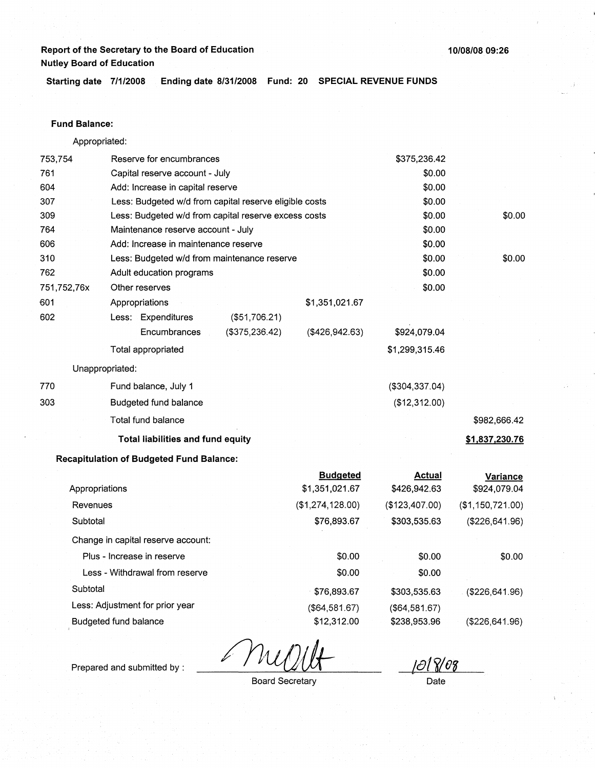**Report of the Secretary to the Board of Education**
**Nutley Board of Education**

10/08/08 09:26

**Starting date 7/1/2008 Ending date 8/31/2008 Fund: 20 SPECIAL REVENUE FUNDS**

**Fund Balance:**

Appropriated:

| | | | | | |
|---|---|---|---|---|---|
| 753,754 | Reserve for encumbrances | | | $375,236.42 | |
| 761 | Capital reserve account - July | | | $0.00 | |
| 604 | Add: Increase in capital reserve | | | $0.00 | |
| 307 | Less: Budgeted w/d from capital reserve eligible costs | | | $0.00 | |
| 309 | Less: Budgeted w/d from capital reserve excess costs | | | $0.00 | $0.00 |
| 764 | Maintenance reserve account - July | | | $0.00 | |
| 606 | Add: Increase in maintenance reserve | | | $0.00 | |
| 310 | Less: Budgeted w/d from maintenance reserve | | | $0.00 | $0.00 |
| 762 | Adult education programs | | | $0.00 | |
| 751,752,76x | Other reserves | | | $0.00 | |
| 601 | Appropriations | | $1,351,021.67 | | |
| 602 | Less: Expenditures | ($51,706.21) | | | |
| | Encumbrances | ($375,236.42) | ($426,942.63) | $924,079.04 | |
| | Total appropriated | | | $1,299,315.46 | |

Unappropriated:

| | | | |
|---|---|---|---|
| 770 | Fund balance, July 1 | ($304,337.04) | |
| 303 | Budgeted fund balance | ($12,312.00) | |
| | Total fund balance | | $982,666.42 |
| | **Total liabilities and fund equity** | | **$1,837,230.76** |

**Recapitulation of Budgeted Fund Balance:**

| | Budgeted | Actual | Variance |
|---|---|---|---|
| Appropriations | $1,351,021.67 | $426,942.63 | $924,079.04 |
| Revenues | ($1,274,128.00) | ($123,407.00) | ($1,150,721.00) |
| Subtotal | $76,893.67 | $303,535.63 | ($226,641.96) |
| Change in capital reserve account: | | | |
| Plus - Increase in reserve | $0.00 | $0.00 | $0.00 |
| Less - Withdrawal from reserve | $0.00 | $0.00 | |
| Subtotal | $76,893.67 | $303,535.63 | ($226,641.96) |
| Less: Adjustment for prior year | ($64,581.67) | ($64,581.67) | |
| Budgeted fund balance | $12,312.00 | $238,953.96 | ($226,641.96) |

Prepared and submitted by : [signature] Board Secretary

10/8/08 Date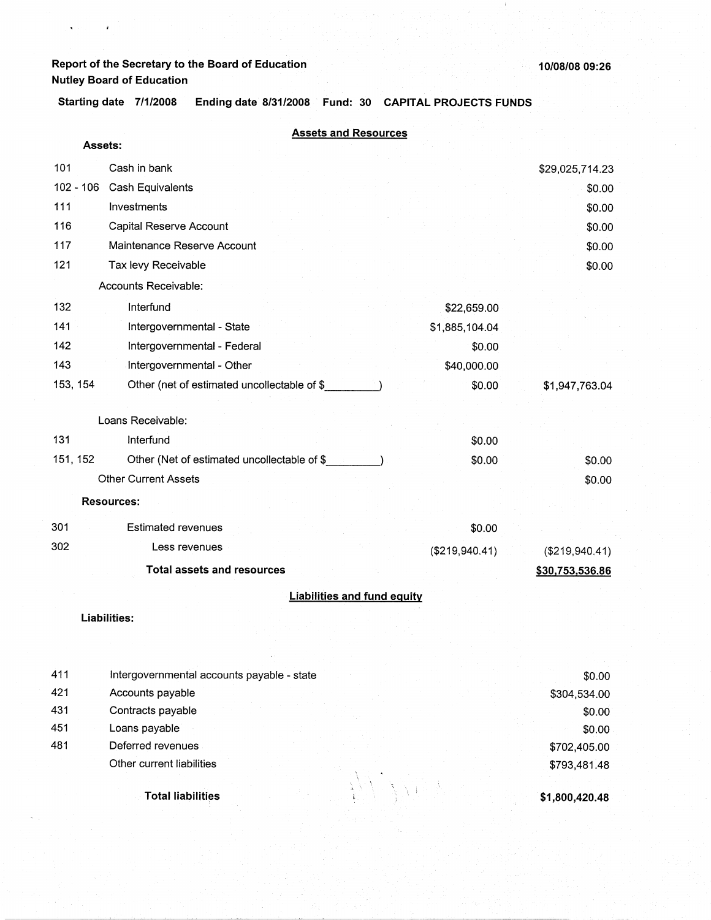**Report of the Secretary to the Board of Education**
**Nutley Board of Education**

**10/08/08 09:26**

**Starting date 7/1/2008 Ending date 8/31/2008 Fund: 30 CAPITAL PROJECTS FUNDS**

## Assets and Resources

**Assets:**

| | | | |
|---|---|---|---|
| 101 | Cash in bank | | $29,025,714.23 |
| 102 - 106 | Cash Equivalents | | $0.00 |
| 111 | Investments | | $0.00 |
| 116 | Capital Reserve Account | | $0.00 |
| 117 | Maintenance Reserve Account | | $0.00 |
| 121 | Tax levy Receivable | | $0.00 |
| | Accounts Receivable: | | |
| 132 | Interfund | $22,659.00 | |
| 141 | Intergovernmental - State | $1,885,104.04 | |
| 142 | Intergovernmental - Federal | $0.00 | |
| 143 | Intergovernmental - Other | $40,000.00 | |
| 153, 154 | Other (net of estimated uncollectable of $\_\_\_\_\_\_\_\_\_) | $0.00 | $1,947,763.04 |
| | Loans Receivable: | | |
| 131 | Interfund | $0.00 | |
| 151, 152 | Other (Net of estimated uncollectable of $\_\_\_\_\_\_\_\_\_) | $0.00 | $0.00 |
| | Other Current Assets | | $0.00 |
| | **Resources:** | | |
| 301 | Estimated revenues | $0.00 | |
| 302 | Less revenues | ($219,940.41) | ($219,940.41) |
| | **Total assets and resources** | | **$30,753,536.86** |

## Liabilities and fund equity

**Liabilities:**

| | | |
|---|---|---|
| 411 | Intergovernmental accounts payable - state | $0.00 |
| 421 | Accounts payable | $304,534.00 |
| 431 | Contracts payable | $0.00 |
| 451 | Loans payable | $0.00 |
| 481 | Deferred revenues | $702,405.00 |
| | Other current liabilities | $793,481.48 |
| | **Total liabilities** | **$1,800,420.48** |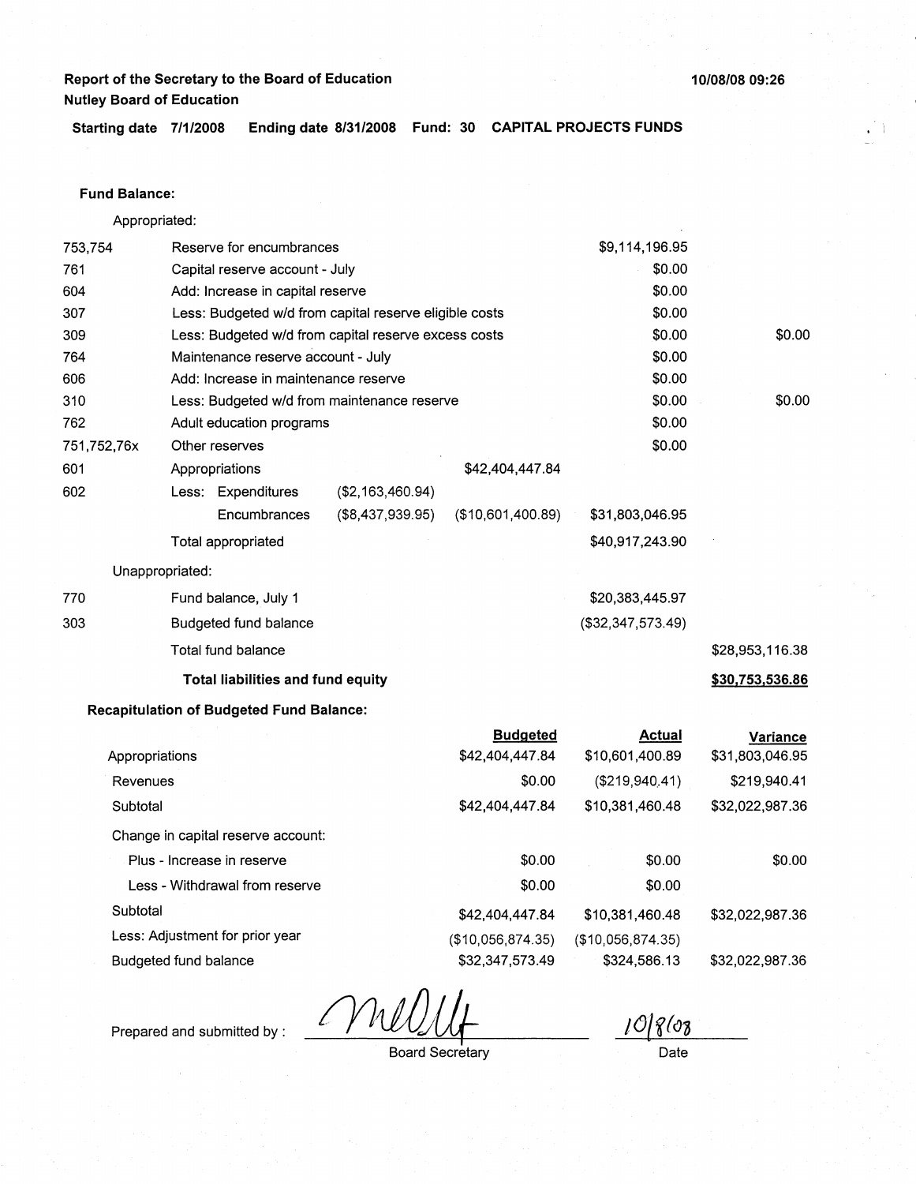**Report of the Secretary to the Board of Education**
**Nutley Board of Education**

**10/08/08 09:26**

**Starting date 7/1/2008 Ending date 8/31/2008 Fund: 30 CAPITAL PROJECTS FUNDS**

**Fund Balance:**

Appropriated:

| | | | | | |
|---|---|---|---|---|---|
| 753,754 | Reserve for encumbrances | | | $9,114,196.95 | |
| 761 | Capital reserve account - July | | | $0.00 | |
| 604 | Add: Increase in capital reserve | | | $0.00 | |
| 307 | Less: Budgeted w/d from capital reserve eligible costs | | | $0.00 | |
| 309 | Less: Budgeted w/d from capital reserve excess costs | | | $0.00 | $0.00 |
| 764 | Maintenance reserve account - July | | | $0.00 | |
| 606 | Add: Increase in maintenance reserve | | | $0.00 | |
| 310 | Less: Budgeted w/d from maintenance reserve | | | $0.00 | $0.00 |
| 762 | Adult education programs | | | $0.00 | |
| 751,752,76x | Other reserves | | | $0.00 | |
| 601 | Appropriations | | $42,404,447.84 | | |
| 602 | Less: Expenditures | ($2,163,460.94) | | | |
| | Encumbrances | ($8,437,939.95) | ($10,601,400.89) | $31,803,046.95 | |
| | Total appropriated | | | $40,917,243.90 | |

Unappropriated:

| | | | |
|---|---|---|---|
| 770 | Fund balance, July 1 | $20,383,445.97 | |
| 303 | Budgeted fund balance | ($32,347,573.49) | |
| | Total fund balance | | $28,953,116.38 |
| | **Total liabilities and fund equity** | | **$30,753,536.86** |

**Recapitulation of Budgeted Fund Balance:**

| | Budgeted | Actual | Variance |
|---|---|---|---|
| Appropriations | $42,404,447.84 | $10,601,400.89 | $31,803,046.95 |
| Revenues | $0.00 | ($219,940.41) | $219,940.41 |
| Subtotal | $42,404,447.84 | $10,381,460.48 | $32,022,987.36 |
| Change in capital reserve account: | | | |
| Plus - Increase in reserve | $0.00 | $0.00 | $0.00 |
| Less - Withdrawal from reserve | $0.00 | $0.00 | |
| Subtotal | $42,404,447.84 | $10,381,460.48 | $32,022,987.36 |
| Less: Adjustment for prior year | ($10,056,874.35) | ($10,056,874.35) | |
| Budgeted fund balance | $32,347,573.49 | $324,586.13 | $32,022,987.36 |

Prepared and submitted by : _MRDLH_ Board Secretary    10/8/08 Date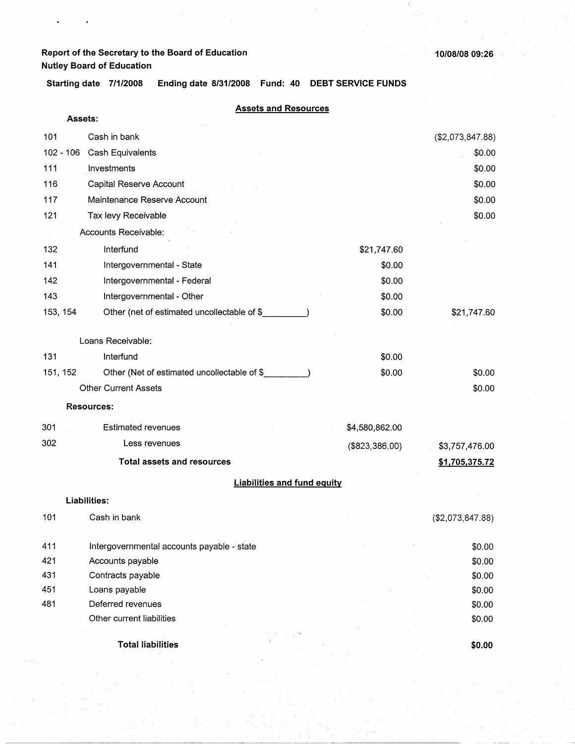**Report of the Secretary to the Board of Education**
**Nutley Board of Education**

**10/08/08 09:26**

**Starting date 7/1/2008 Ending date 8/31/2008 Fund: 40 DEBT SERVICE FUNDS**

## Assets and Resources

| | | | |
|---|---|---|---|
| **Assets:** | | | |
| 101 | Cash in bank | | ($2,073,847.88) |
| 102 - 106 | Cash Equivalents | | $0.00 |
| 111 | Investments | | $0.00 |
| 116 | Capital Reserve Account | | $0.00 |
| 117 | Maintenance Reserve Account | | $0.00 |
| 121 | Tax levy Receivable | | $0.00 |
| | Accounts Receivable: | | |
| 132 | Interfund | $21,747.60 | |
| 141 | Intergovernmental - State | $0.00 | |
| 142 | Intergovernmental - Federal | $0.00 | |
| 143 | Intergovernmental - Other | $0.00 | |
| 153, 154 | Other (net of estimated uncollectable of $_________) | $0.00 | $21,747.60 |
| | Loans Receivable: | | |
| 131 | Interfund | $0.00 | |
| 151, 152 | Other (Net of estimated uncollectable of $_________) | $0.00 | $0.00 |
| | Other Current Assets | | $0.00 |
| **Resources:** | | | |
| 301 | Estimated revenues | $4,580,862.00 | |
| 302 | Less revenues | ($823,386.00) | $3,757,476.00 |
| | **Total assets and resources** | | **$1,705,375.72** |

## Liabilities and fund equity

| | | |
|---|---|---|
| **Liabilities:** | | |
| 101 | Cash in bank | ($2,073,847.88) |
| 411 | Intergovernmental accounts payable - state | $0.00 |
| 421 | Accounts payable | $0.00 |
| 431 | Contracts payable | $0.00 |
| 451 | Loans payable | $0.00 |
| 481 | Deferred revenues | $0.00 |
| | Other current liabilities | $0.00 |
| | **Total liabilities** | **$0.00** |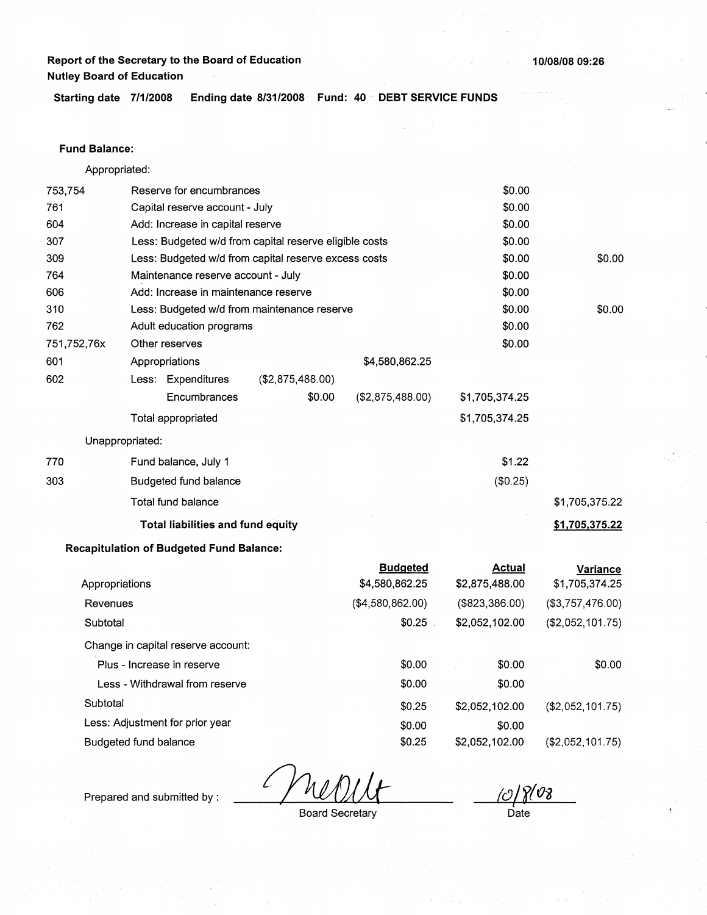**Report of the Secretary to the Board of Education**
**Nutley Board of Education**

10/08/08 09:26

**Starting date 7/1/2008 Ending date 8/31/2008 Fund: 40 DEBT SERVICE FUNDS**

**Fund Balance:**

Appropriated:

| | | | | | |
|---|---|---|---|---|---|
| 753,754 | Reserve for encumbrances | | | $0.00 | |
| 761 | Capital reserve account - July | | | $0.00 | |
| 604 | Add: Increase in capital reserve | | | $0.00 | |
| 307 | Less: Budgeted w/d from capital reserve eligible costs | | | $0.00 | |
| 309 | Less: Budgeted w/d from capital reserve excess costs | | | $0.00 | $0.00 |
| 764 | Maintenance reserve account - July | | | $0.00 | |
| 606 | Add: Increase in maintenance reserve | | | $0.00 | |
| 310 | Less: Budgeted w/d from maintenance reserve | | | $0.00 | $0.00 |
| 762 | Adult education programs | | | $0.00 | |
| 751,752,76x | Other reserves | | | $0.00 | |
| 601 | Appropriations | | $4,580,862.25 | | |
| 602 | Less: Expenditures | ($2,875,488.00) | | | |
| | Encumbrances | $0.00 | ($2,875,488.00) | $1,705,374.25 | |
| | Total appropriated | | | $1,705,374.25 | |

Unappropriated:

| | | | |
|---|---|---|---|
| 770 | Fund balance, July 1 | $1.22 | |
| 303 | Budgeted fund balance | ($0.25) | |
| | Total fund balance | | $1,705,375.22 |
| | **Total liabilities and fund equity** | | **$1,705,375.22** |

**Recapitulation of Budgeted Fund Balance:**

| | Budgeted | Actual | Variance |
|---|---|---|---|
| Appropriations | $4,580,862.25 | $2,875,488.00 | $1,705,374.25 |
| Revenues | ($4,580,862.00) | ($823,386.00) | ($3,757,476.00) |
| Subtotal | $0.25 | $2,052,102.00 | ($2,052,101.75) |
| Change in capital reserve account: | | | |
| Plus - Increase in reserve | $0.00 | $0.00 | $0.00 |
| Less - Withdrawal from reserve | $0.00 | $0.00 | |
| Subtotal | $0.25 | $2,052,102.00 | ($2,052,101.75) |
| Less: Adjustment for prior year | $0.00 | $0.00 | |
| Budgeted fund balance | $0.25 | $2,052,102.00 | ($2,052,101.75) |

Prepared and submitted by : _______________ Board Secretary    10/8/08 Date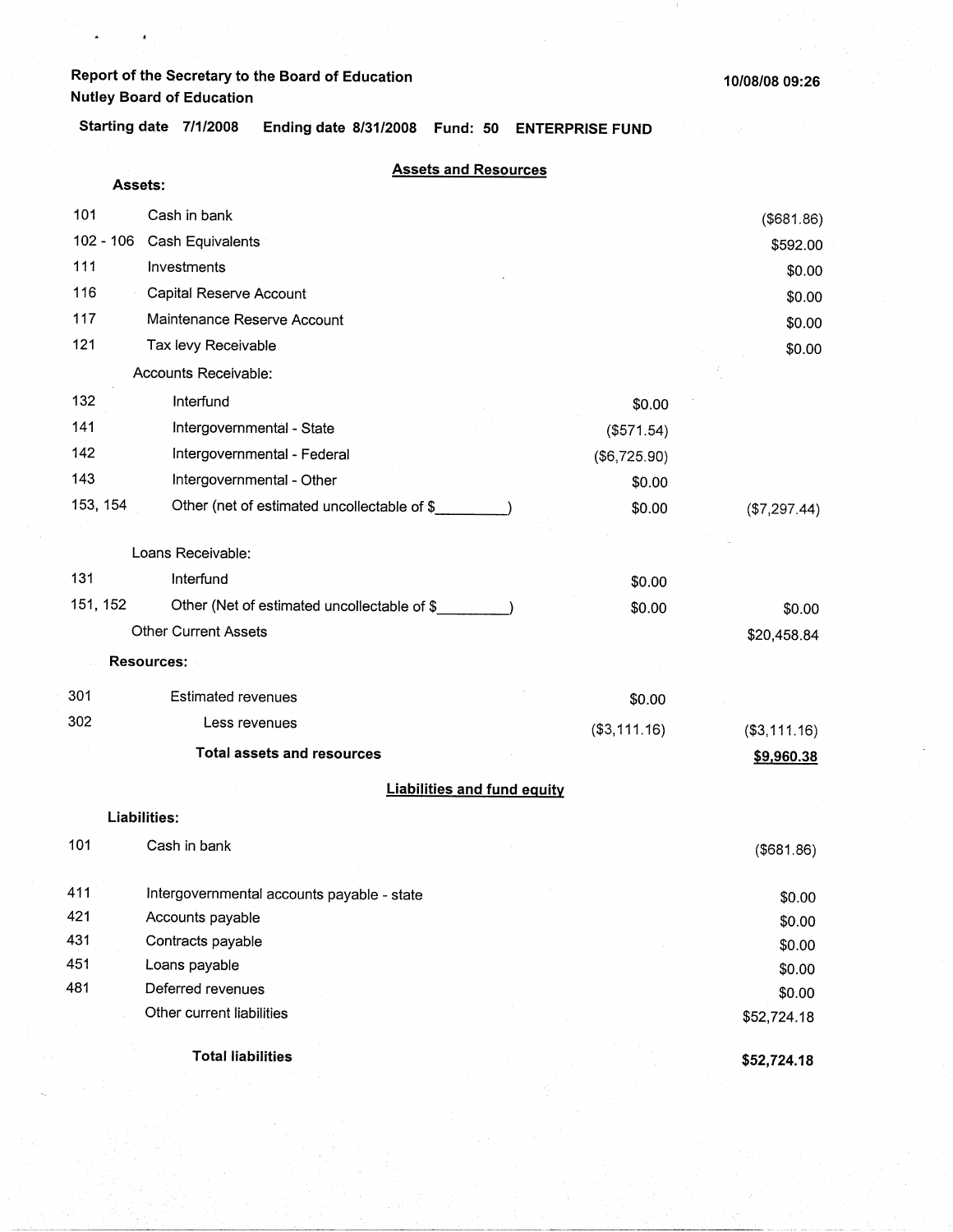Report of the Secretary to the Board of Education
Nutley Board of Education

10/08/08 09:26

**Starting date 7/1/2008 Ending date 8/31/2008 Fund: 50 ENTERPRISE FUND**

## Assets and Resources

**Assets:**

| | | | |
|---|---|---|---|
| 101 | Cash in bank | | ($681.86) |
| 102 - 106 | Cash Equivalents | | $592.00 |
| 111 | Investments | | $0.00 |
| 116 | Capital Reserve Account | | $0.00 |
| 117 | Maintenance Reserve Account | | $0.00 |
| 121 | Tax levy Receivable | | $0.00 |
| | Accounts Receivable: | | |
| 132 | Interfund | $0.00 | |
| 141 | Intergovernmental - State | ($571.54) | |
| 142 | Intergovernmental - Federal | ($6,725.90) | |
| 143 | Intergovernmental - Other | $0.00 | |
| 153, 154 | Other (net of estimated uncollectable of $_________) | $0.00 | ($7,297.44) |
| | Loans Receivable: | | |
| 131 | Interfund | $0.00 | |
| 151, 152 | Other (Net of estimated uncollectable of $_________) | $0.00 | $0.00 |
| | Other Current Assets | | $20,458.84 |
| | **Resources:** | | |
| 301 | Estimated revenues | $0.00 | |
| 302 | Less revenues | ($3,111.16) | ($3,111.16) |
| | **Total assets and resources** | | **$9,960.38** |

## Liabilities and fund equity

**Liabilities:**

| | | |
|---|---|---|
| 101 | Cash in bank | ($681.86) |
| 411 | Intergovernmental accounts payable - state | $0.00 |
| 421 | Accounts payable | $0.00 |
| 431 | Contracts payable | $0.00 |
| 451 | Loans payable | $0.00 |
| 481 | Deferred revenues | $0.00 |
| | Other current liabilities | $52,724.18 |
| | **Total liabilities** | **$52,724.18** |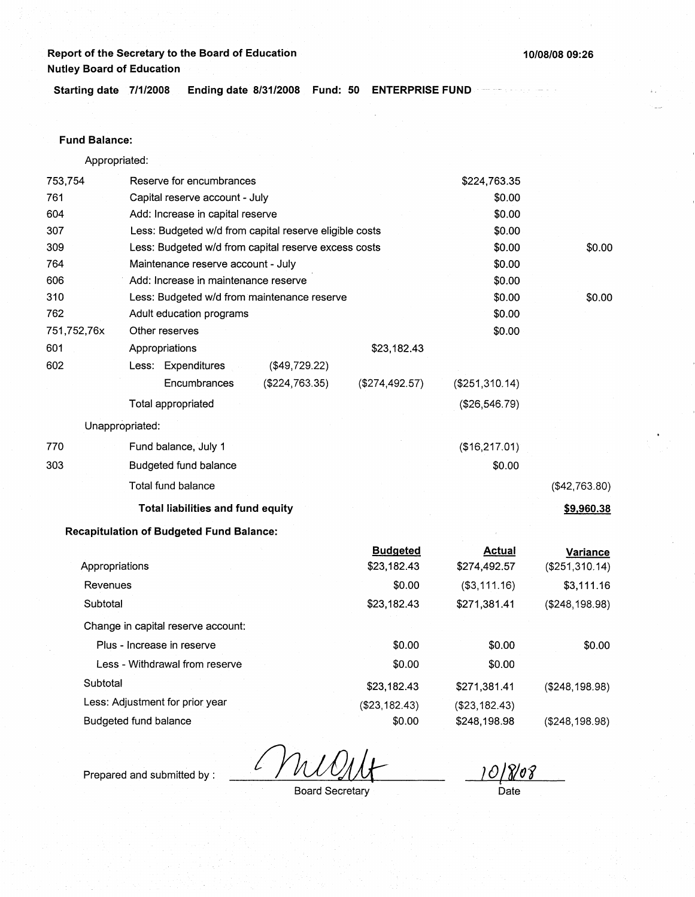Report of the Secretary to the Board of Education
Nutley Board of Education

10/08/08 09:26

**Starting date 7/1/2008 Ending date 8/31/2008 Fund: 50 ENTERPRISE FUND**

**Fund Balance:**

Appropriated:

| | | | | | |
|---|---|---|---|---|---|
| 753,754 | Reserve for encumbrances | | | $224,763.35 | |
| 761 | Capital reserve account - July | | | $0.00 | |
| 604 | Add: Increase in capital reserve | | | $0.00 | |
| 307 | Less: Budgeted w/d from capital reserve eligible costs | | | $0.00 | |
| 309 | Less: Budgeted w/d from capital reserve excess costs | | | $0.00 | $0.00 |
| 764 | Maintenance reserve account - July | | | $0.00 | |
| 606 | Add: Increase in maintenance reserve | | | $0.00 | |
| 310 | Less: Budgeted w/d from maintenance reserve | | | $0.00 | $0.00 |
| 762 | Adult education programs | | | $0.00 | |
| 751,752,76x | Other reserves | | | $0.00 | |
| 601 | Appropriations | | $23,182.43 | | |
| 602 | Less: Expenditures | ($49,729.22) | | | |
| | Encumbrances | ($224,763.35) | ($274,492.57) | ($251,310.14) | |
| | Total appropriated | | | ($26,546.79) | |
| | Unappropriated: | | | | |
| 770 | Fund balance, July 1 | | | ($16,217.01) | |
| 303 | Budgeted fund balance | | | $0.00 | |
| | Total fund balance | | | | ($42,763.80) |
| | **Total liabilities and fund equity** | | | | **$9,960.38** |

**Recapitulation of Budgeted Fund Balance:**

| | Budgeted | Actual | Variance |
|---|---|---|---|
| Appropriations | $23,182.43 | $274,492.57 | ($251,310.14) |
| Revenues | $0.00 | ($3,111.16) | $3,111.16 |
| Subtotal | $23,182.43 | $271,381.41 | ($248,198.98) |
| Change in capital reserve account: | | | |
| Plus - Increase in reserve | $0.00 | $0.00 | $0.00 |
| Less - Withdrawal from reserve | $0.00 | $0.00 | |
| Subtotal | $23,182.43 | $271,381.41 | ($248,198.98) |
| Less: Adjustment for prior year | ($23,182.43) | ($23,182.43) | |
| Budgeted fund balance | $0.00 | $248,198.98 | ($248,198.98) |

Prepared and submitted by : _[signature]_ Board Secretary

10/8/08
Date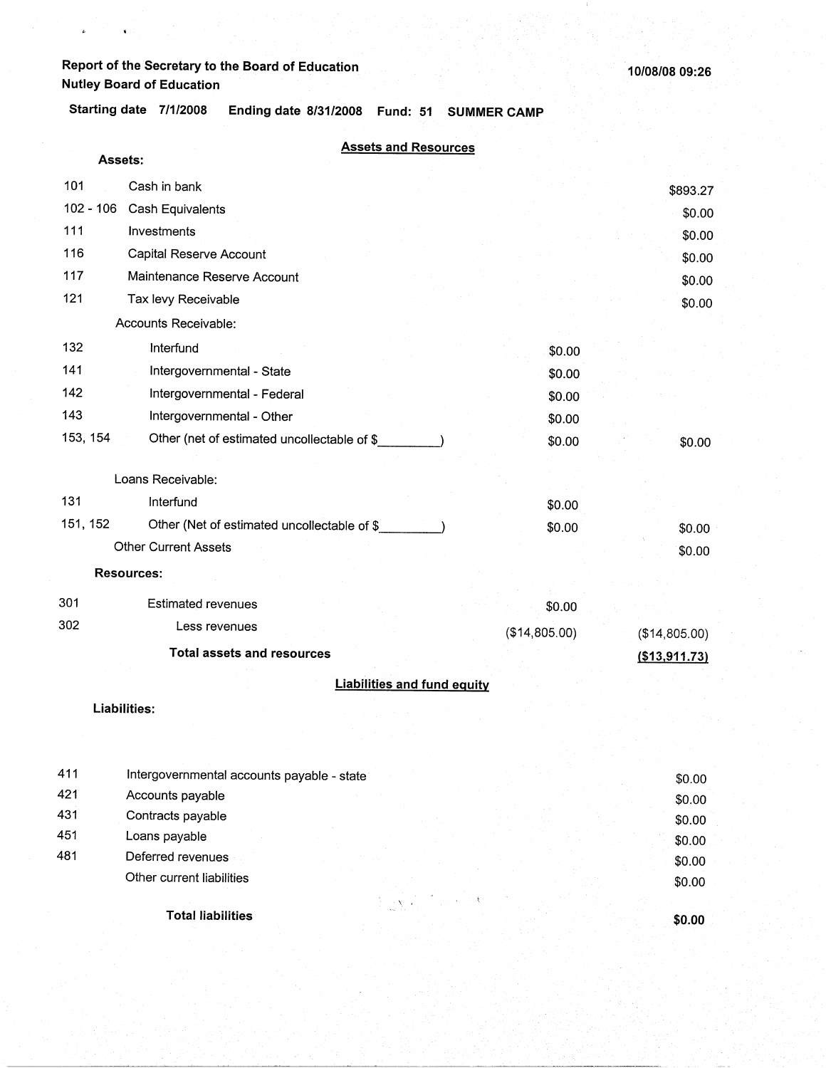**Report of the Secretary to the Board of Education**
**Nutley Board of Education**

10/08/08 09:26

**Starting date 7/1/2008 Ending date 8/31/2008 Fund: 51 SUMMER CAMP**

## Assets and Resources

**Assets:**

| Code | Description | | |
|---|---|---|---|
| 101 | Cash in bank | | $893.27 |
| 102 - 106 | Cash Equivalents | | $0.00 |
| 111 | Investments | | $0.00 |
| 116 | Capital Reserve Account | | $0.00 |
| 117 | Maintenance Reserve Account | | $0.00 |
| 121 | Tax levy Receivable | | $0.00 |
| | Accounts Receivable: | | |
| 132 | Interfund | $0.00 | |
| 141 | Intergovernmental - State | $0.00 | |
| 142 | Intergovernmental - Federal | $0.00 | |
| 143 | Intergovernmental - Other | $0.00 | |
| 153, 154 | Other (net of estimated uncollectable of $\_\_\_\_\_\_\_\_\_) | $0.00 | $0.00 |
| | Loans Receivable: | | |
| 131 | Interfund | $0.00 | |
| 151, 152 | Other (Net of estimated uncollectable of $\_\_\_\_\_\_\_\_\_) | $0.00 | $0.00 |
| | Other Current Assets | | $0.00 |
| | **Resources:** | | |
| 301 | Estimated revenues | $0.00 | |
| 302 | Less revenues | ($14,805.00) | ($14,805.00) |
| | **Total assets and resources** | | **($13,911.73)** |

## Liabilities and fund equity

**Liabilities:**

| Code | Description | |
|---|---|---|
| 411 | Intergovernmental accounts payable - state | $0.00 |
| 421 | Accounts payable | $0.00 |
| 431 | Contracts payable | $0.00 |
| 451 | Loans payable | $0.00 |
| 481 | Deferred revenues | $0.00 |
| | Other current liabilities | $0.00 |
| | **Total liabilities** | **$0.00** |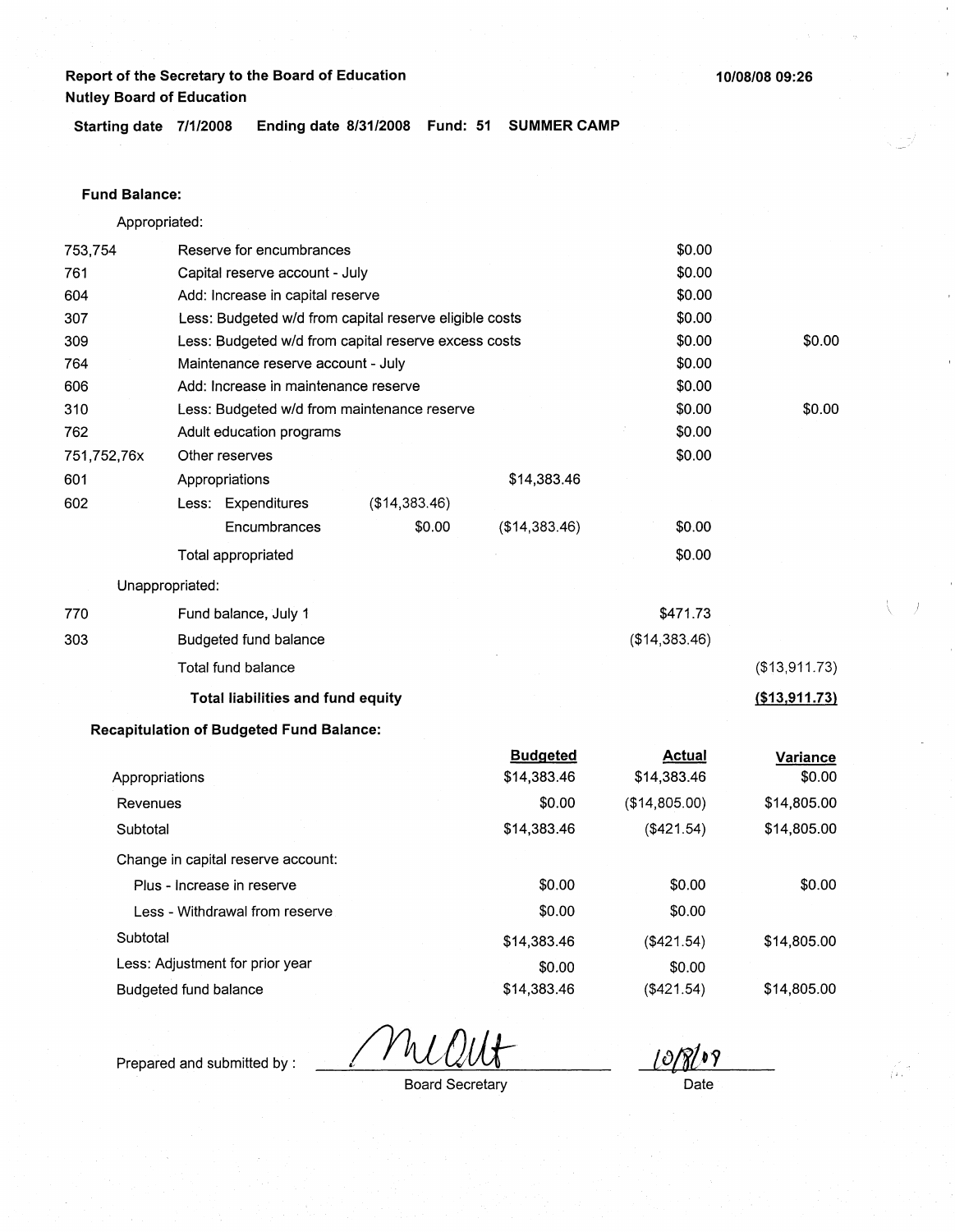**Report of the Secretary to the Board of Education**
**Nutley Board of Education**

**10/08/08 09:26**

**Starting date 7/1/2008 Ending date 8/31/2008 Fund: 51 SUMMER CAMP**

**Fund Balance:**

Appropriated:

| Code | Description | | | | |
|---|---|---|---|---|---|
| 753,754 | Reserve for encumbrances | | | $0.00 | |
| 761 | Capital reserve account - July | | | $0.00 | |
| 604 | Add: Increase in capital reserve | | | $0.00 | |
| 307 | Less: Budgeted w/d from capital reserve eligible costs | | | $0.00 | |
| 309 | Less: Budgeted w/d from capital reserve excess costs | | | $0.00 | $0.00 |
| 764 | Maintenance reserve account - July | | | $0.00 | |
| 606 | Add: Increase in maintenance reserve | | | $0.00 | |
| 310 | Less: Budgeted w/d from maintenance reserve | | | $0.00 | $0.00 |
| 762 | Adult education programs | | | $0.00 | |
| 751,752,76x | Other reserves | | | $0.00 | |
| 601 | Appropriations | | $14,383.46 | | |
| 602 | Less: Expenditures | ($14,383.46) | | | |
| | Encumbrances | $0.00 | ($14,383.46) | $0.00 | |
| | Total appropriated | | | $0.00 | |

Unappropriated:

| Code | Description | | |
|---|---|---|---|
| 770 | Fund balance, July 1 | $471.73 | |
| 303 | Budgeted fund balance | ($14,383.46) | |
| | Total fund balance | | ($13,911.73) |
| | **Total liabilities and fund equity** | | **($13,911.73)** |

**Recapitulation of Budgeted Fund Balance:**

| | Budgeted | Actual | Variance |
|---|---|---|---|
| Appropriations | $14,383.46 | $14,383.46 | $0.00 |
| Revenues | $0.00 | ($14,805.00) | $14,805.00 |
| Subtotal | $14,383.46 | ($421.54) | $14,805.00 |
| Change in capital reserve account: | | | |
| Plus - Increase in reserve | $0.00 | $0.00 | $0.00 |
| Less - Withdrawal from reserve | $0.00 | $0.00 | |
| Subtotal | $14,383.46 | ($421.54) | $14,805.00 |
| Less: Adjustment for prior year | $0.00 | $0.00 | |
| Budgeted fund balance | $14,383.46 | ($421.54) | $14,805.00 |

Prepared and submitted by : MUOtt 10/8/08

Board Secretary Date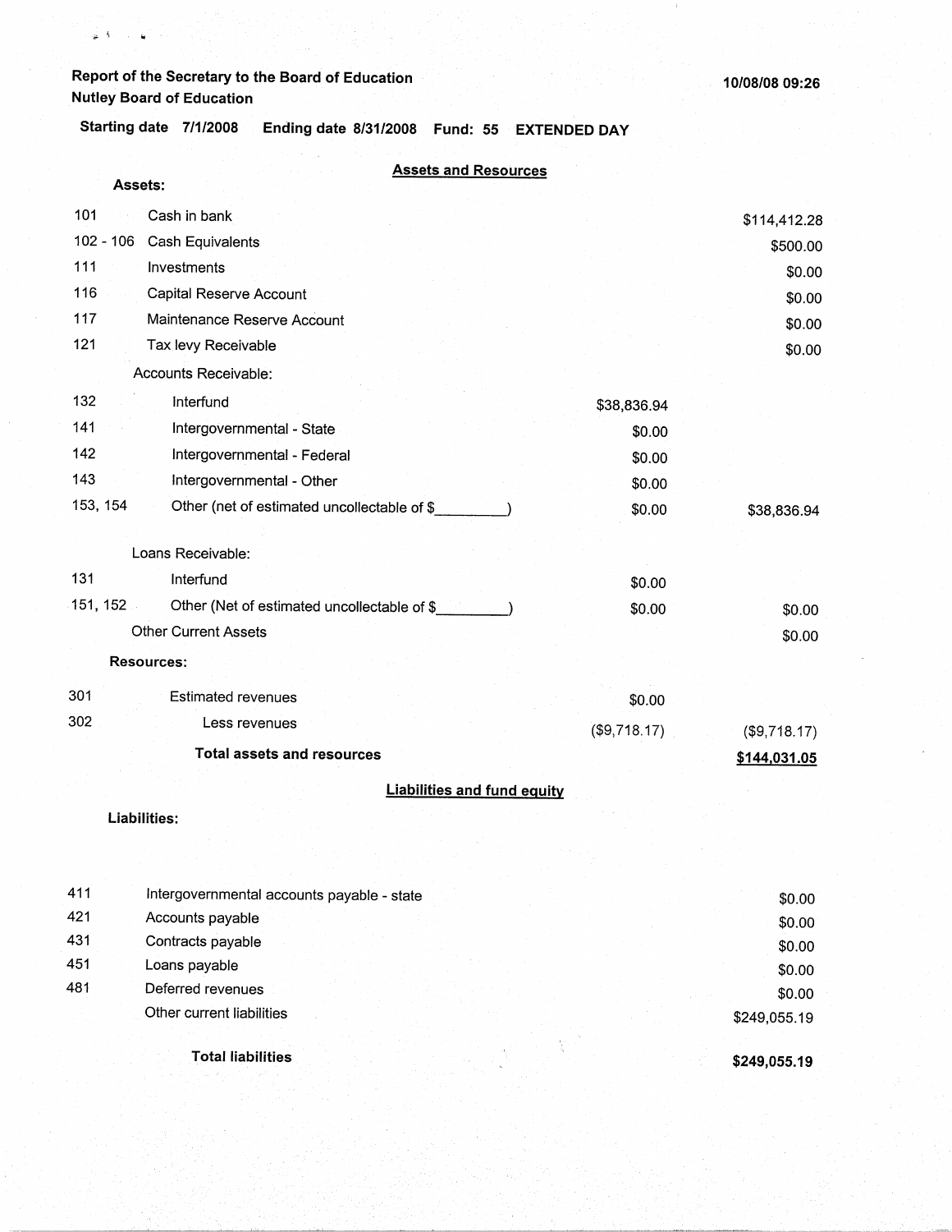Report of the Secretary to the Board of Education
Nutley Board of Education

10/08/08 09:26

**Starting date 7/1/2008 Ending date 8/31/2008 Fund: 55 EXTENDED DAY**

## Assets and Resources

**Assets:**

| Code | Description | | Amount |
|---|---|---|---|
| 101 | Cash in bank | | $114,412.28 |
| 102 - 106 | Cash Equivalents | | $500.00 |
| 111 | Investments | | $0.00 |
| 116 | Capital Reserve Account | | $0.00 |
| 117 | Maintenance Reserve Account | | $0.00 |
| 121 | Tax levy Receivable | | $0.00 |
| | Accounts Receivable: | | |
| 132 | Interfund | $38,836.94 | |
| 141 | Intergovernmental - State | $0.00 | |
| 142 | Intergovernmental - Federal | $0.00 | |
| 143 | Intergovernmental - Other | $0.00 | |
| 153, 154 | Other (net of estimated uncollectable of $_________) | $0.00 | $38,836.94 |
| | Loans Receivable: | | |
| 131 | Interfund | $0.00 | |
| 151, 152 | Other (Net of estimated uncollectable of $_________) | $0.00 | $0.00 |
| | Other Current Assets | | $0.00 |

**Resources:**

| Code | Description | | Amount |
|---|---|---|---|
| 301 | Estimated revenues | $0.00 | |
| 302 | Less revenues | ($9,718.17) | ($9,718.17) |
| | **Total assets and resources** | | **$144,031.05** |

## Liabilities and fund equity

**Liabilities:**

| Code | Description | Amount |
|---|---|---|
| 411 | Intergovernmental accounts payable - state | $0.00 |
| 421 | Accounts payable | $0.00 |
| 431 | Contracts payable | $0.00 |
| 451 | Loans payable | $0.00 |
| 481 | Deferred revenues | $0.00 |
| | Other current liabilities | $249,055.19 |
| | **Total liabilities** | **$249,055.19** |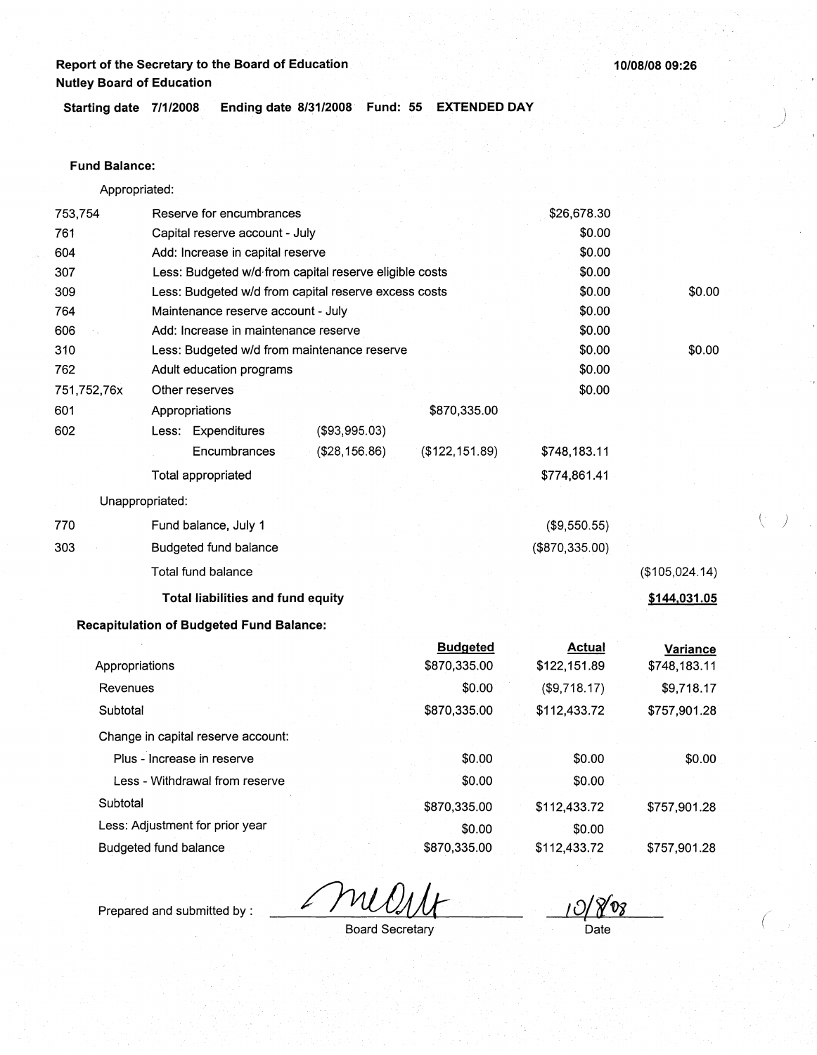**Report of the Secretary to the Board of Education**
**Nutley Board of Education**

**10/08/08 09:26**

**Starting date 7/1/2008 Ending date 8/31/2008 Fund: 55 EXTENDED DAY**

**Fund Balance:**

Appropriated:

| | | | | | |
|---|---|---|---|---|---|
| 753,754 | Reserve for encumbrances | | | $26,678.30 | |
| 761 | Capital reserve account - July | | | $0.00 | |
| 604 | Add: Increase in capital reserve | | | $0.00 | |
| 307 | Less: Budgeted w/d from capital reserve eligible costs | | | $0.00 | |
| 309 | Less: Budgeted w/d from capital reserve excess costs | | | $0.00 | $0.00 |
| 764 | Maintenance reserve account - July | | | $0.00 | |
| 606 | Add: Increase in maintenance reserve | | | $0.00 | |
| 310 | Less: Budgeted w/d from maintenance reserve | | | $0.00 | $0.00 |
| 762 | Adult education programs | | | $0.00 | |
| 751,752,76x | Other reserves | | | $0.00 | |
| 601 | Appropriations | | $870,335.00 | | |
| 602 | Less: Expenditures | ($93,995.03) | | | |
| | Encumbrances | ($28,156.86) | ($122,151.89) | $748,183.11 | |
| | Total appropriated | | | $774,861.41 | |

Unappropriated:

| | | | |
|---|---|---|---|
| 770 | Fund balance, July 1 | ($9,550.55) | |
| 303 | Budgeted fund balance | ($870,335.00) | |
| | Total fund balance | | ($105,024.14) |
| | **Total liabilities and fund equity** | | **$144,031.05** |

**Recapitulation of Budgeted Fund Balance:**

| | Budgeted | Actual | Variance |
|---|---|---|---|
| Appropriations | $870,335.00 | $122,151.89 | $748,183.11 |
| Revenues | $0.00 | ($9,718.17) | $9,718.17 |
| Subtotal | $870,335.00 | $112,433.72 | $757,901.28 |
| Change in capital reserve account: | | | |
| Plus - Increase in reserve | $0.00 | $0.00 | $0.00 |
| Less - Withdrawal from reserve | $0.00 | $0.00 | |
| Subtotal | $870,335.00 | $112,433.72 | $757,901.28 |
| Less: Adjustment for prior year | $0.00 | $0.00 | |
| Budgeted fund balance | $870,335.00 | $112,433.72 | $757,901.28 |

Prepared and submitted by : _[signature]_ Board Secretary 10/8/08 Date